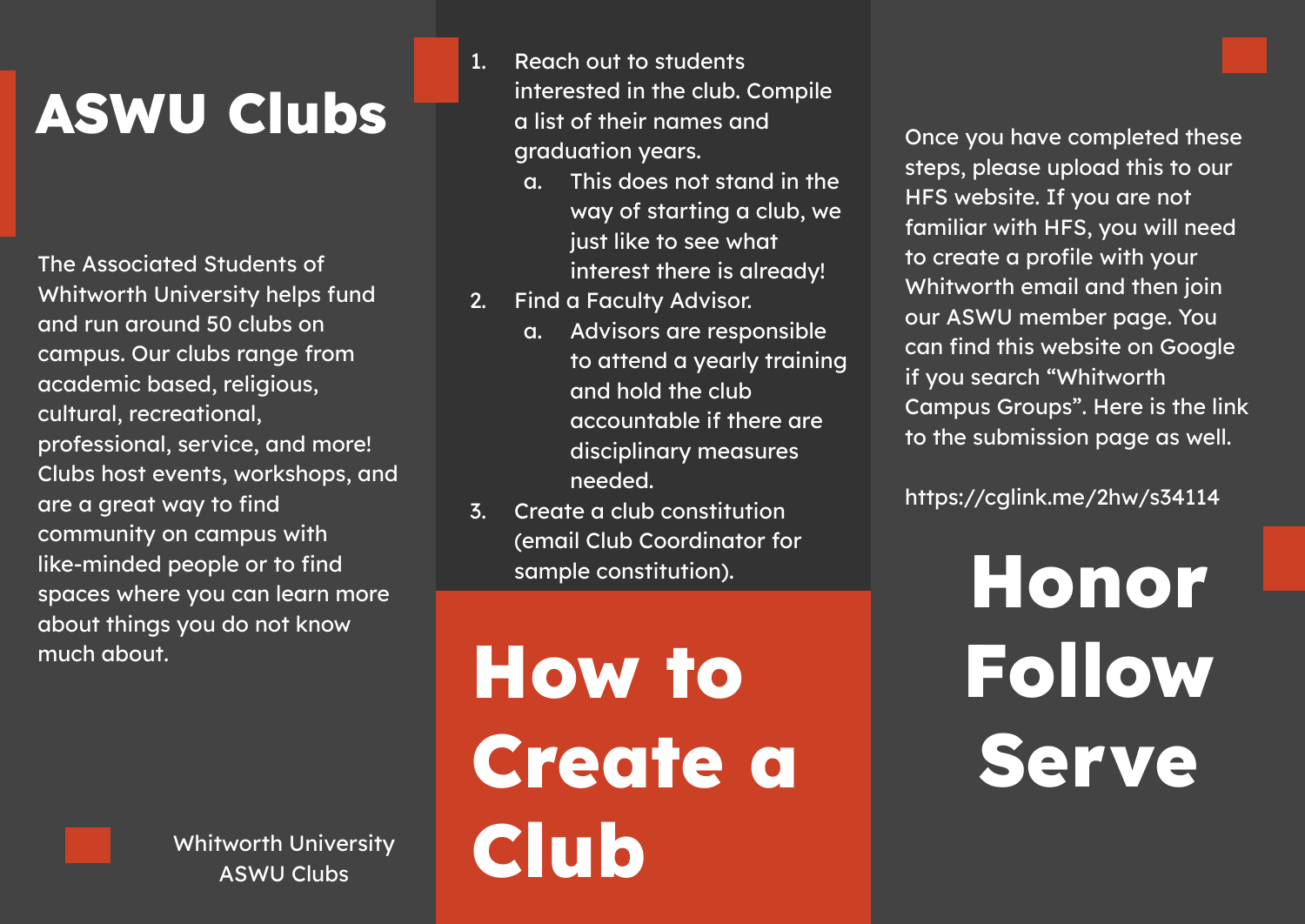# ASWU Clubs

The Associated Students of Whitworth University helps fund and run around 50 clubs on campus. Our clubs range from academic based, religious, cultural, recreational, professional, service, and more! Clubs host events, workshops, and are a great way to find community on campus with like-minded people or to find spaces where you can learn more about things you do not know much about.

Whitworth University
ASWU Clubs

1. Reach out to students interested in the club. Compile a list of their names and graduation years.
   a. This does not stand in the way of starting a club, we just like to see what interest there is already!
2. Find a Faculty Advisor.
   a. Advisors are responsible to attend a yearly training and hold the club accountable if there are disciplinary measures needed.
3. Create a club constitution (email Club Coordinator for sample constitution).

# How to Create a Club

Once you have completed these steps, please upload this to our HFS website. If you are not familiar with HFS, you will need to create a profile with your Whitworth email and then join our ASWU member page. You can find this website on Google if you search “Whitworth Campus Groups”. Here is the link to the submission page as well.

https://cglink.me/2hw/s34114

# Honor Follow Serve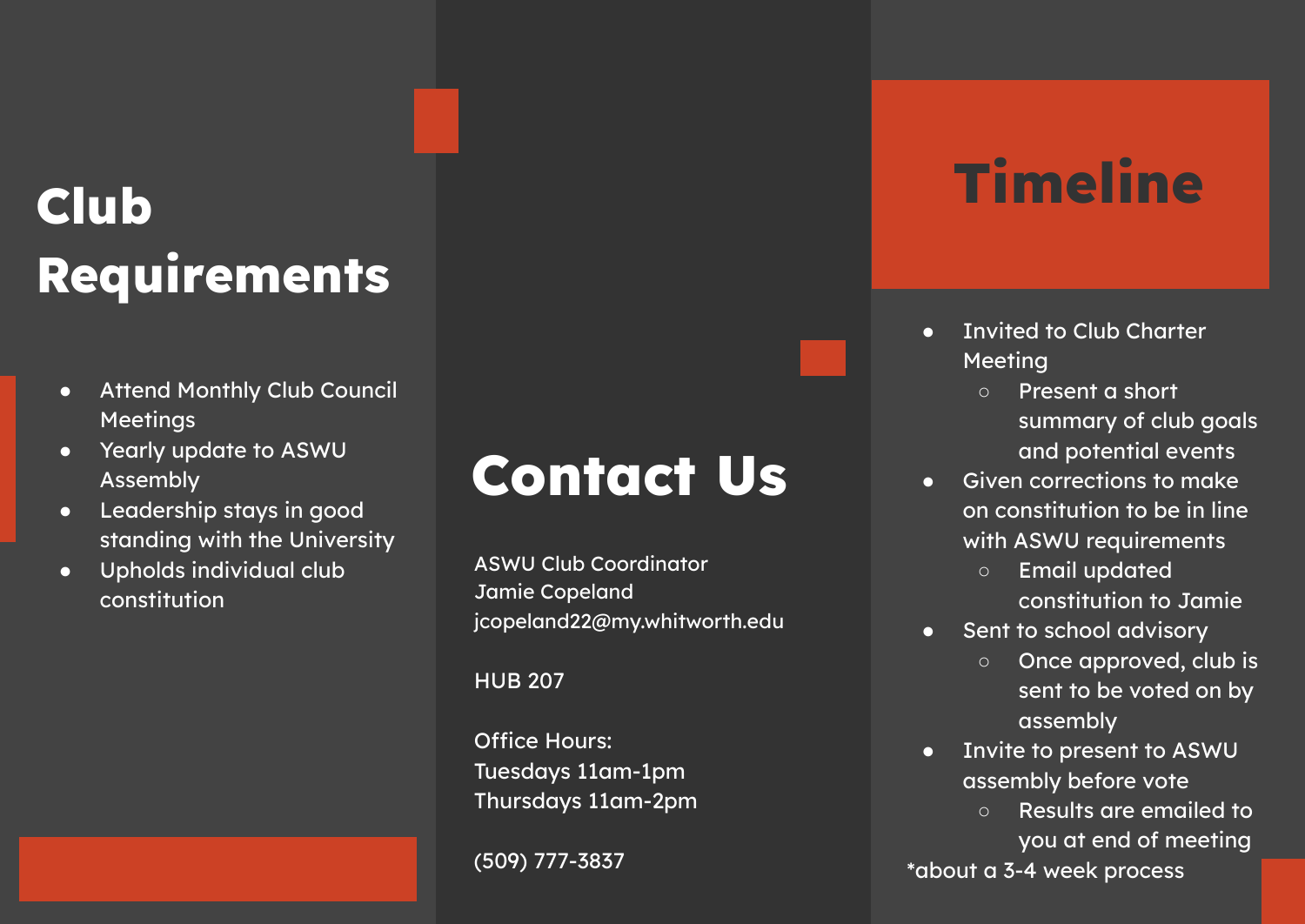# Club Requirements

- Attend Monthly Club Council Meetings
- Yearly update to ASWU Assembly
- Leadership stays in good standing with the University
- Upholds individual club constitution

# Contact Us

ASWU Club Coordinator
Jamie Copeland
jcopeland22@my.whitworth.edu

HUB 207

Office Hours:
Tuesdays 11am-1pm
Thursdays 11am-2pm

(509) 777-3837

# Timeline

- Invited to Club Charter Meeting
    - Present a short summary of club goals and potential events
- Given corrections to make on constitution to be in line with ASWU requirements
    - Email updated constitution to Jamie
- Sent to school advisory
    - Once approved, club is sent to be voted on by assembly
- Invite to present to ASWU assembly before vote
    - Results are emailed to you at end of meeting

*about a 3-4 week process